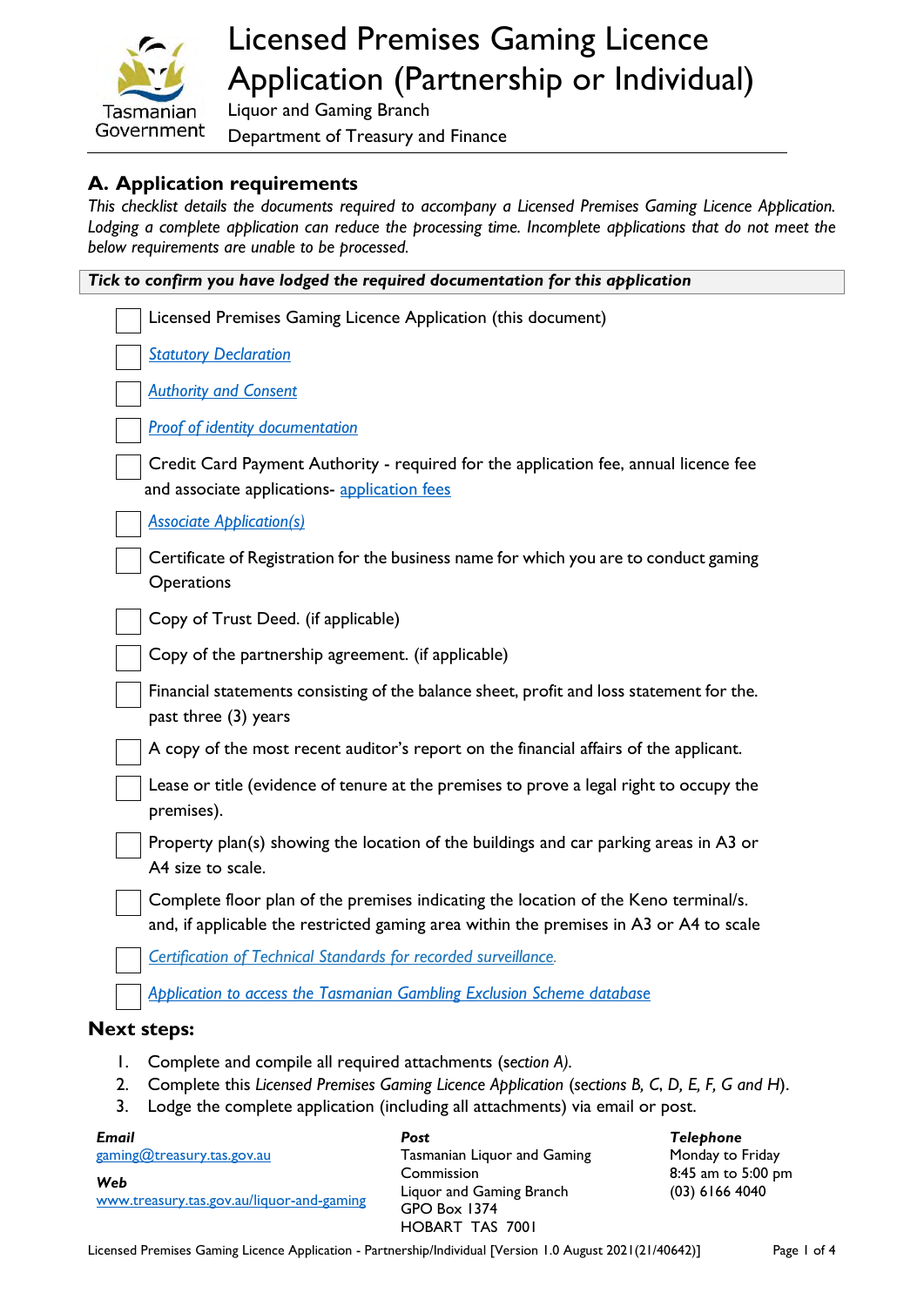# Licensed Premises Gaming Licence Application (Partnership or Individual)

Liquor and Gaming Branch

Department of Treasury and Finance

## A. Application requirements

*This checklist details the documents required to accompany a Licensed Premises Gaming Licence Application. Lodging a complete application can reduce the processing time. Incomplete applications that do not meet the below requirements are unable to be processed.*

***Tick to confirm you have lodged the required documentation for this application***

- [ ] Licensed Premises Gaming Licence Application (this document)
- [ ] *Statutory Declaration*
- [ ] *Authority and Consent*
- [ ] *Proof of identity documentation*
- [ ] Credit Card Payment Authority - required for the application fee, annual licence fee and associate applications- application fees
- [ ] *Associate Application(s)*
- [ ] Certificate of Registration for the business name for which you are to conduct gaming Operations
- [ ] Copy of Trust Deed. (if applicable)
- [ ] Copy of the partnership agreement. (if applicable)
- [ ] Financial statements consisting of the balance sheet, profit and loss statement for the. past three (3) years
- [ ] A copy of the most recent auditor's report on the financial affairs of the applicant.
- [ ] Lease or title (evidence of tenure at the premises to prove a legal right to occupy the premises).
- [ ] Property plan(s) showing the location of the buildings and car parking areas in A3 or A4 size to scale.
- [ ] Complete floor plan of the premises indicating the location of the Keno terminal/s. and, if applicable the restricted gaming area within the premises in A3 or A4 to scale
- [ ] *Certification of Technical Standards for recorded surveillance.*
- [ ] *Application to access the Tasmanian Gambling Exclusion Scheme database*

## Next steps:

1. Complete and compile all required attachments (*section A).*
2. Complete this *Licensed Premises Gaming Licence Application* (*sections B, C, D, E, F, G and H*).
3. Lodge the complete application (including all attachments) via email or post.

***Email***
gaming@treasury.tas.gov.au

***Web***
www.treasury.tas.gov.au/liquor-and-gaming

***Post***
Tasmanian Liquor and Gaming Commission
Liquor and Gaming Branch
GPO Box 1374
HOBART TAS 7001

***Telephone***
Monday to Friday
8:45 am to 5:00 pm
(03) 6166 4040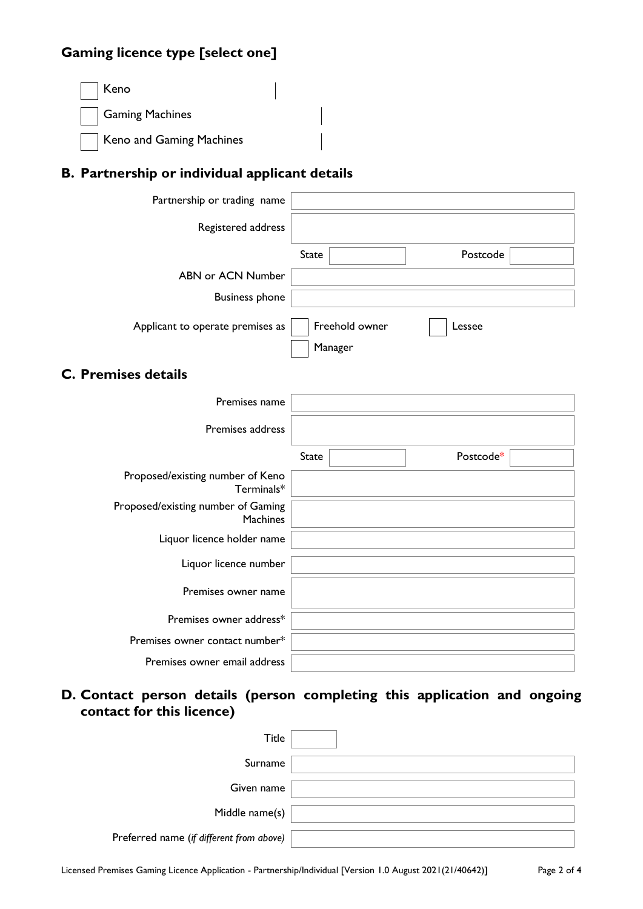## Gaming licence type [select one]

- [ ] Keno
- [ ] Gaming Machines
- [ ] Keno and Gaming Machines

## B. Partnership or individual applicant details

| | |
|---|---|
| Partnership or trading name | |
| Registered address | |
| | State &nbsp;&nbsp; Postcode |
| ABN or ACN Number | |
| Business phone | |
| Applicant to operate premises as | [ ] Freehold owner [ ] Lessee [ ] Manager |

## C. Premises details

| | |
|---|---|
| Premises name | |
| Premises address | |
| | State &nbsp;&nbsp; Postcode* |
| Proposed/existing number of Keno Terminals* | |
| Proposed/existing number of Gaming Machines | |
| Liquor licence holder name | |
| Liquor licence number | |
| Premises owner name | |
| Premises owner address* | |
| Premises owner contact number* | |
| Premises owner email address | |

## D. Contact person details (person completing this application and ongoing contact for this licence)

| | |
|---|---|
| Title | |
| Surname | |
| Given name | |
| Middle name(s) | |
| Preferred name (*if different from above)* | |

Licensed Premises Gaming Licence Application - Partnership/Individual [Version 1.0 August 2021(21/40642)]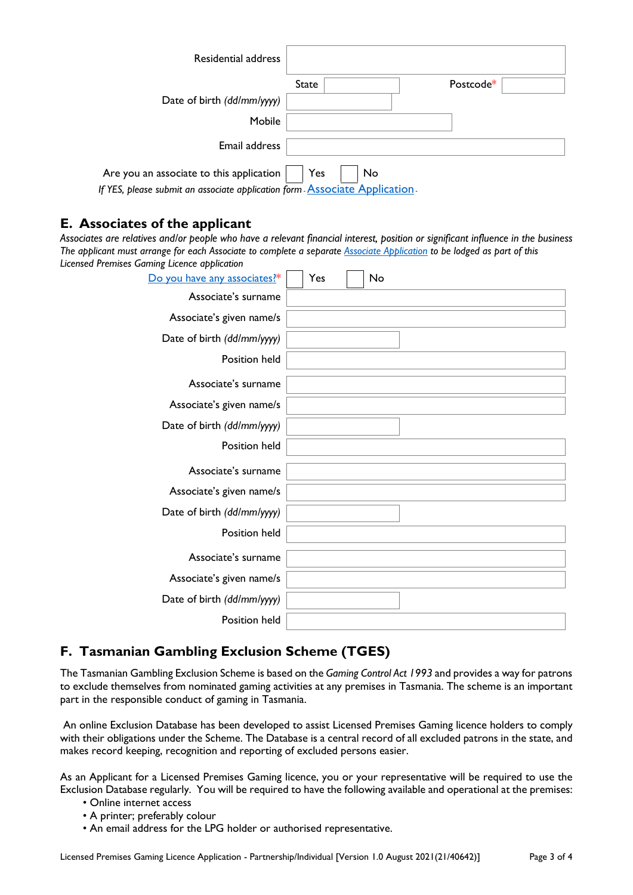| | |
|---|---|
| Residential address | |
| State | Postcode* |
| Date of birth *(dd/mm/yyyy)* | |
| Mobile | |
| Email address | |
| Are you an associate to this application | ☐ Yes ☐ No |

*If YES, please submit an associate application form* - Associate Application -

## E. Associates of the applicant

*Associates are relatives and/or people who have a relevant financial interest, position or significant influence in the business The applicant must arrange for each Associate to complete a separate Associate Application to be lodged as part of this Licensed Premises Gaming Licence application*

| | |
|---|---|
| Do you have any associates?* | ☐ Yes ☐ No |
| Associate's surname | |
| Associate's given name/s | |
| Date of birth *(dd/mm/yyyy)* | |
| Position held | |
| Associate's surname | |
| Associate's given name/s | |
| Date of birth *(dd/mm/yyyy)* | |
| Position held | |
| Associate's surname | |
| Associate's given name/s | |
| Date of birth *(dd/mm/yyyy)* | |
| Position held | |
| Associate's surname | |
| Associate's given name/s | |
| Date of birth *(dd/mm/yyyy)* | |
| Position held | |

## F. Tasmanian Gambling Exclusion Scheme (TGES)

The Tasmanian Gambling Exclusion Scheme is based on the *Gaming Control Act 1993* and provides a way for patrons to exclude themselves from nominated gaming activities at any premises in Tasmania. The scheme is an important part in the responsible conduct of gaming in Tasmania.

An online Exclusion Database has been developed to assist Licensed Premises Gaming licence holders to comply with their obligations under the Scheme. The Database is a central record of all excluded patrons in the state, and makes record keeping, recognition and reporting of excluded persons easier.

As an Applicant for a Licensed Premises Gaming licence, you or your representative will be required to use the Exclusion Database regularly. You will be required to have the following available and operational at the premises:

- Online internet access
- A printer; preferably colour
- An email address for the LPG holder or authorised representative.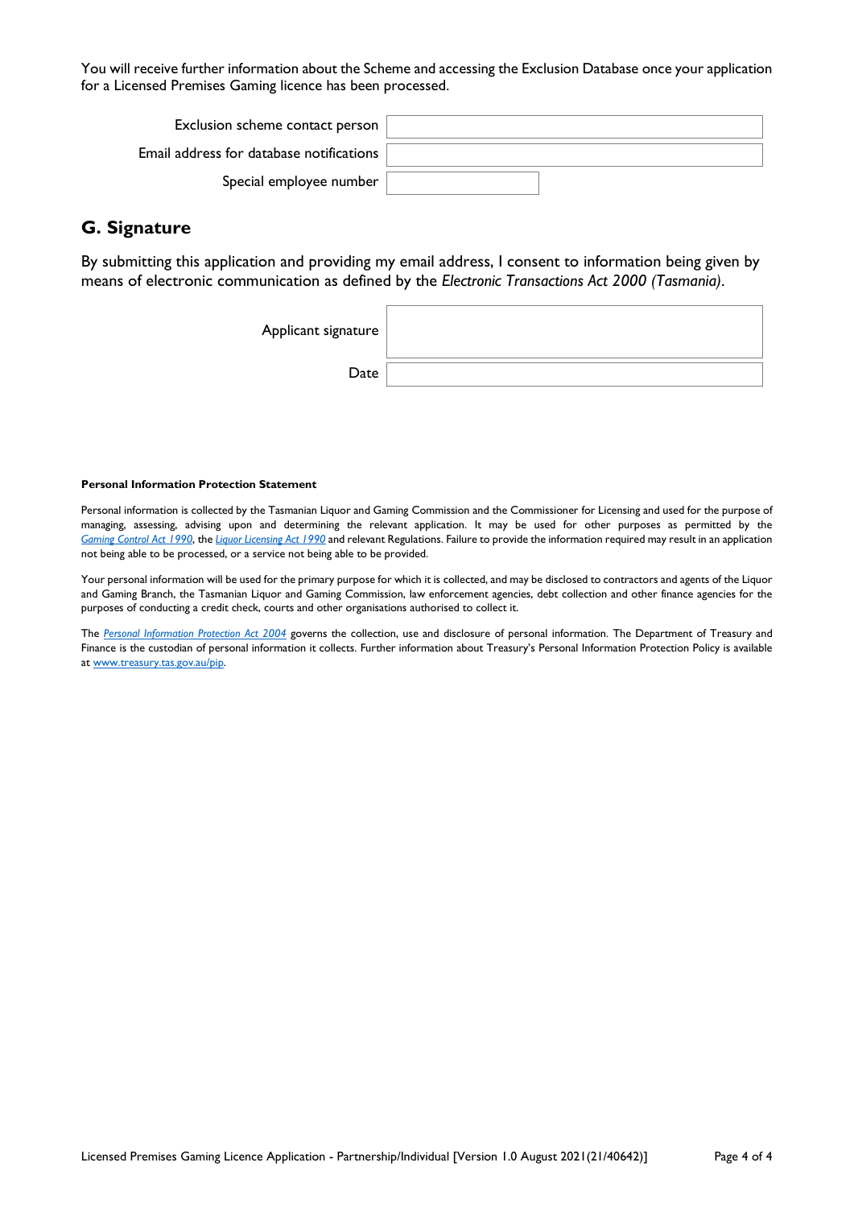You will receive further information about the Scheme and accessing the Exclusion Database once your application for a Licensed Premises Gaming licence has been processed.

| | |
|---|---|
| Exclusion scheme contact person | |
| Email address for database notifications | |
| Special employee number | |

## G. Signature

By submitting this application and providing my email address, I consent to information being given by means of electronic communication as defined by the *Electronic Transactions Act 2000 (Tasmania)*.

| | |
|---|---|
| Applicant signature | |
| Date | |

**Personal Information Protection Statement**

Personal information is collected by the Tasmanian Liquor and Gaming Commission and the Commissioner for Licensing and used for the purpose of managing, assessing, advising upon and determining the relevant application. It may be used for other purposes as permitted by the *Gaming Control Act 1990*, the *Liquor Licensing Act 1990* and relevant Regulations. Failure to provide the information required may result in an application not being able to be processed, or a service not being able to be provided.

Your personal information will be used for the primary purpose for which it is collected, and may be disclosed to contractors and agents of the Liquor and Gaming Branch, the Tasmanian Liquor and Gaming Commission, law enforcement agencies, debt collection and other finance agencies for the purposes of conducting a credit check, courts and other organisations authorised to collect it.

The *Personal Information Protection Act 2004* governs the collection, use and disclosure of personal information. The Department of Treasury and Finance is the custodian of personal information it collects. Further information about Treasury's Personal Information Protection Policy is available at www.treasury.tas.gov.au/pip.